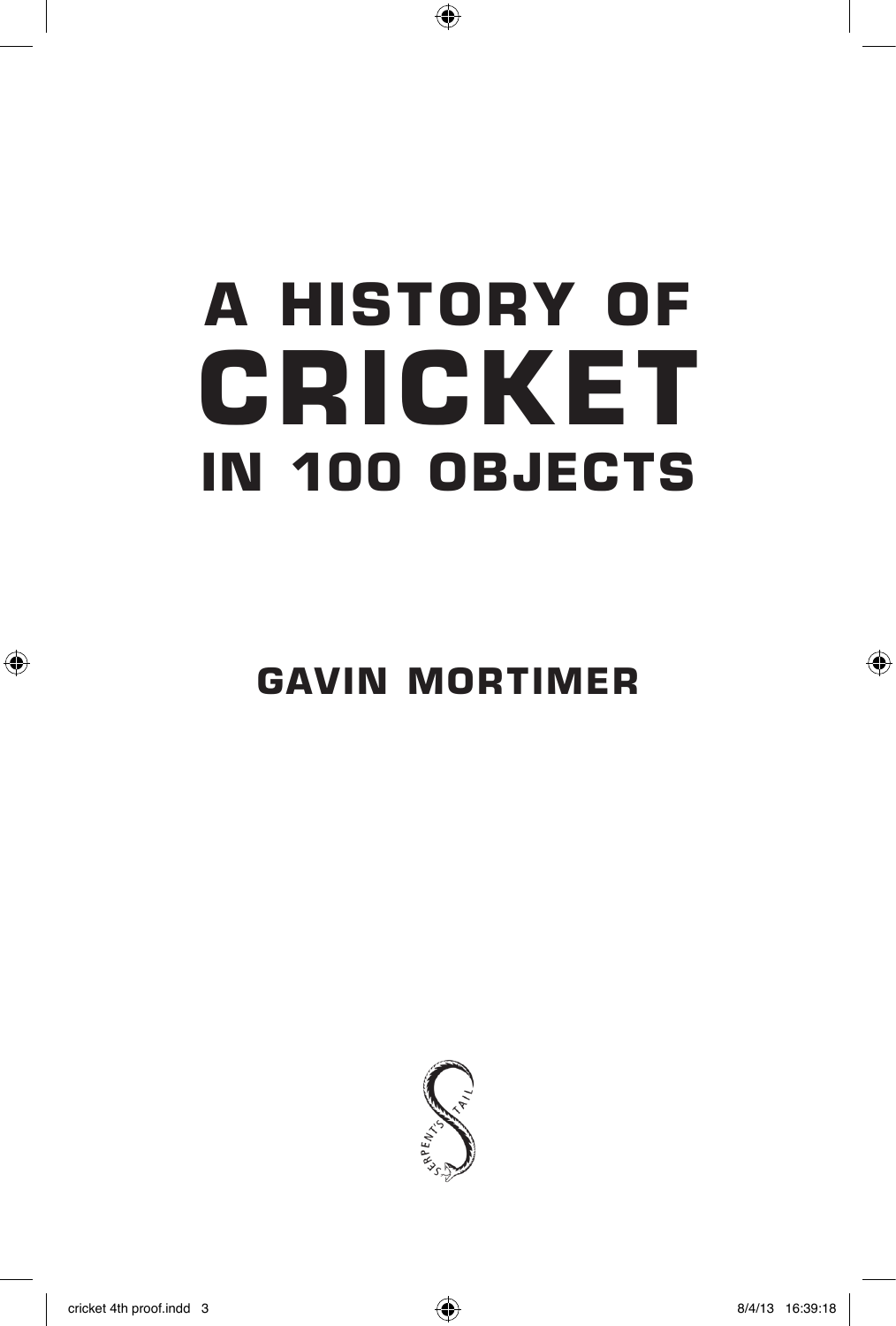# A HISTORY OF CRICKET IN 100 OBJECTS

## GAVIN MORTIMER

SERPENT'S TAIL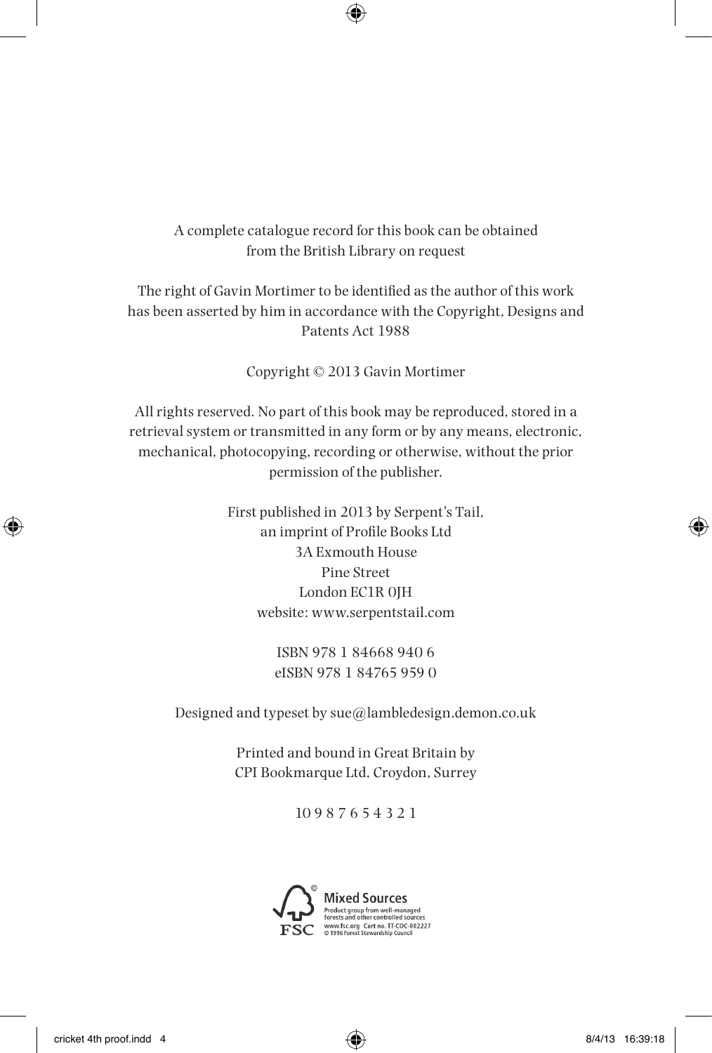A complete catalogue record for this book can be obtained from the British Library on request

The right of Gavin Mortimer to be identified as the author of this work has been asserted by him in accordance with the Copyright, Designs and Patents Act 1988

Copyright © 2013 Gavin Mortimer

All rights reserved. No part of this book may be reproduced, stored in a retrieval system or transmitted in any form or by any means, electronic, mechanical, photocopying, recording or otherwise, without the prior permission of the publisher.

First published in 2013 by Serpent's Tail,
an imprint of Profile Books Ltd
3A Exmouth House
Pine Street
London EC1R 0JH
website: www.serpentstail.com

ISBN 978 1 84668 940 6
eISBN 978 1 84765 959 0

Designed and typeset by sue@lambledesign.demon.co.uk

Printed and bound in Great Britain by
CPI Bookmarque Ltd, Croydon, Surrey

10 9 8 7 6 5 4 3 2 1

Mixed Sources
Product group from well-managed forests and other controlled sources
www.fsc.org Cert no. TT-COC-002227
© 1996 Forest Stewardship Council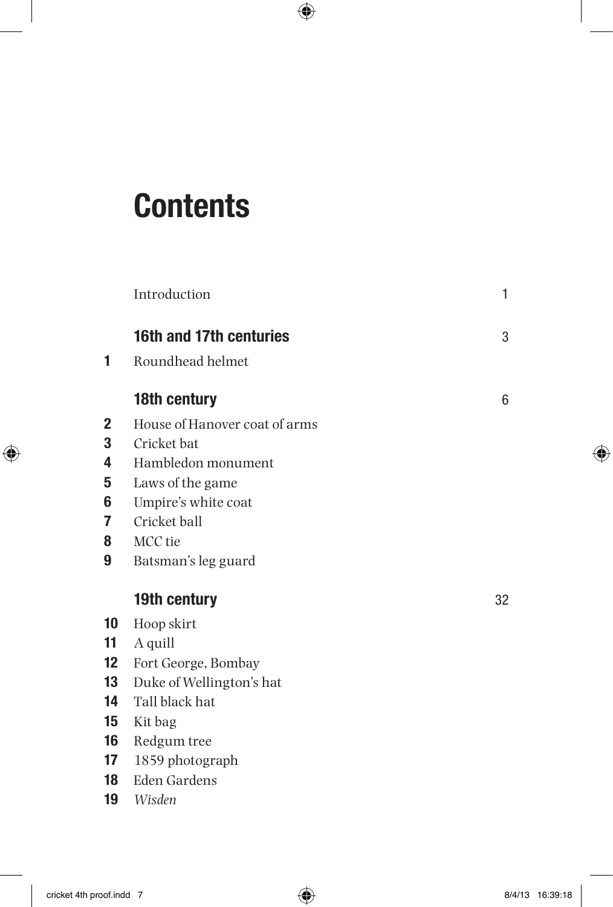# Contents

| | | |
|---|---|---|
| | Introduction | 1 |
| | **16th and 17th centuries** | 3 |
| **1** | Roundhead helmet | |
| | **18th century** | 6 |
| **2** | House of Hanover coat of arms | |
| **3** | Cricket bat | |
| **4** | Hambledon monument | |
| **5** | Laws of the game | |
| **6** | Umpire's white coat | |
| **7** | Cricket ball | |
| **8** | MCC tie | |
| **9** | Batsman's leg guard | |
| | **19th century** | 32 |
| **10** | Hoop skirt | |
| **11** | A quill | |
| **12** | Fort George, Bombay | |
| **13** | Duke of Wellington's hat | |
| **14** | Tall black hat | |
| **15** | Kit bag | |
| **16** | Redgum tree | |
| **17** | 1859 photograph | |
| **18** | Eden Gardens | |
| **19** | *Wisden* | |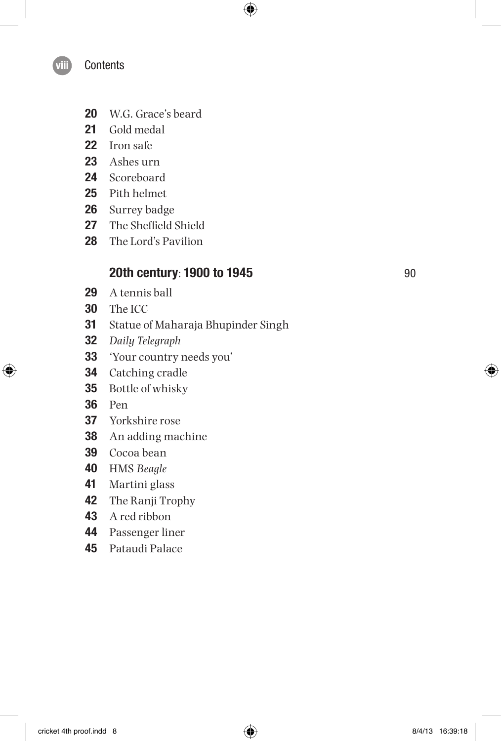20 W.G. Grace's beard
21 Gold medal
22 Iron safe
23 Ashes urn
24 Scoreboard
25 Pith helmet
26 Surrey badge
27 The Sheffield Shield
28 The Lord's Pavilion

## 20th century: 1900 to 1945 — 90

29 A tennis ball
30 The ICC
31 Statue of Maharaja Bhupinder Singh
32 *Daily Telegraph*
33 'Your country needs you'
34 Catching cradle
35 Bottle of whisky
36 Pen
37 Yorkshire rose
38 An adding machine
39 Cocoa bean
40 HMS *Beagle*
41 Martini glass
42 The Ranji Trophy
43 A red ribbon
44 Passenger liner
45 Pataudi Palace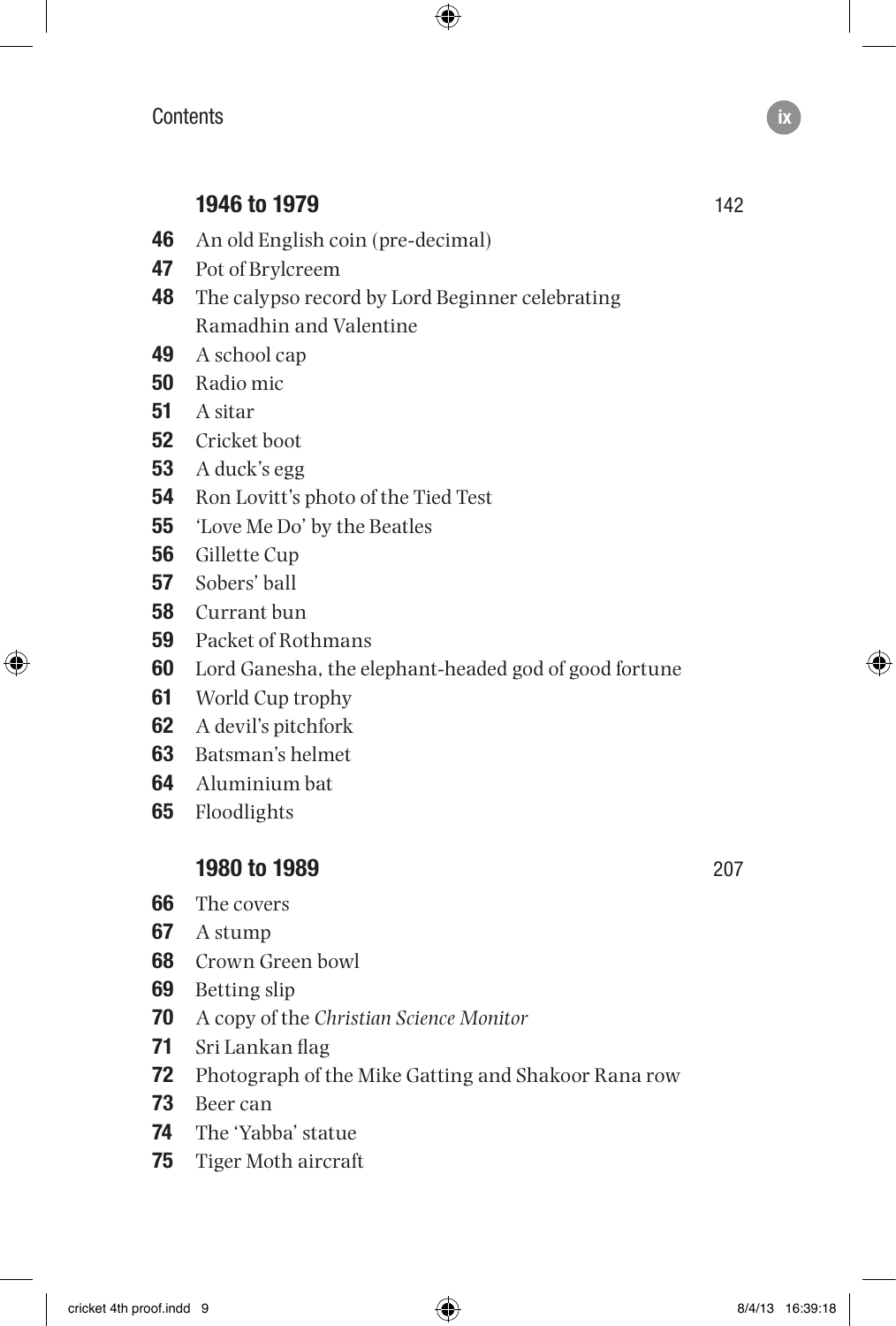## 1946 to 1979 — 142

- **46** An old English coin (pre-decimal)
- **47** Pot of Brylcreem
- **48** The calypso record by Lord Beginner celebrating Ramadhin and Valentine
- **49** A school cap
- **50** Radio mic
- **51** A sitar
- **52** Cricket boot
- **53** A duck's egg
- **54** Ron Lovitt's photo of the Tied Test
- **55** 'Love Me Do' by the Beatles
- **56** Gillette Cup
- **57** Sobers' ball
- **58** Currant bun
- **59** Packet of Rothmans
- **60** Lord Ganesha, the elephant-headed god of good fortune
- **61** World Cup trophy
- **62** A devil's pitchfork
- **63** Batsman's helmet
- **64** Aluminium bat
- **65** Floodlights

## 1980 to 1989 — 207

- **66** The covers
- **67** A stump
- **68** Crown Green bowl
- **69** Betting slip
- **70** A copy of the *Christian Science Monitor*
- **71** Sri Lankan flag
- **72** Photograph of the Mike Gatting and Shakoor Rana row
- **73** Beer can
- **74** The 'Yabba' statue
- **75** Tiger Moth aircraft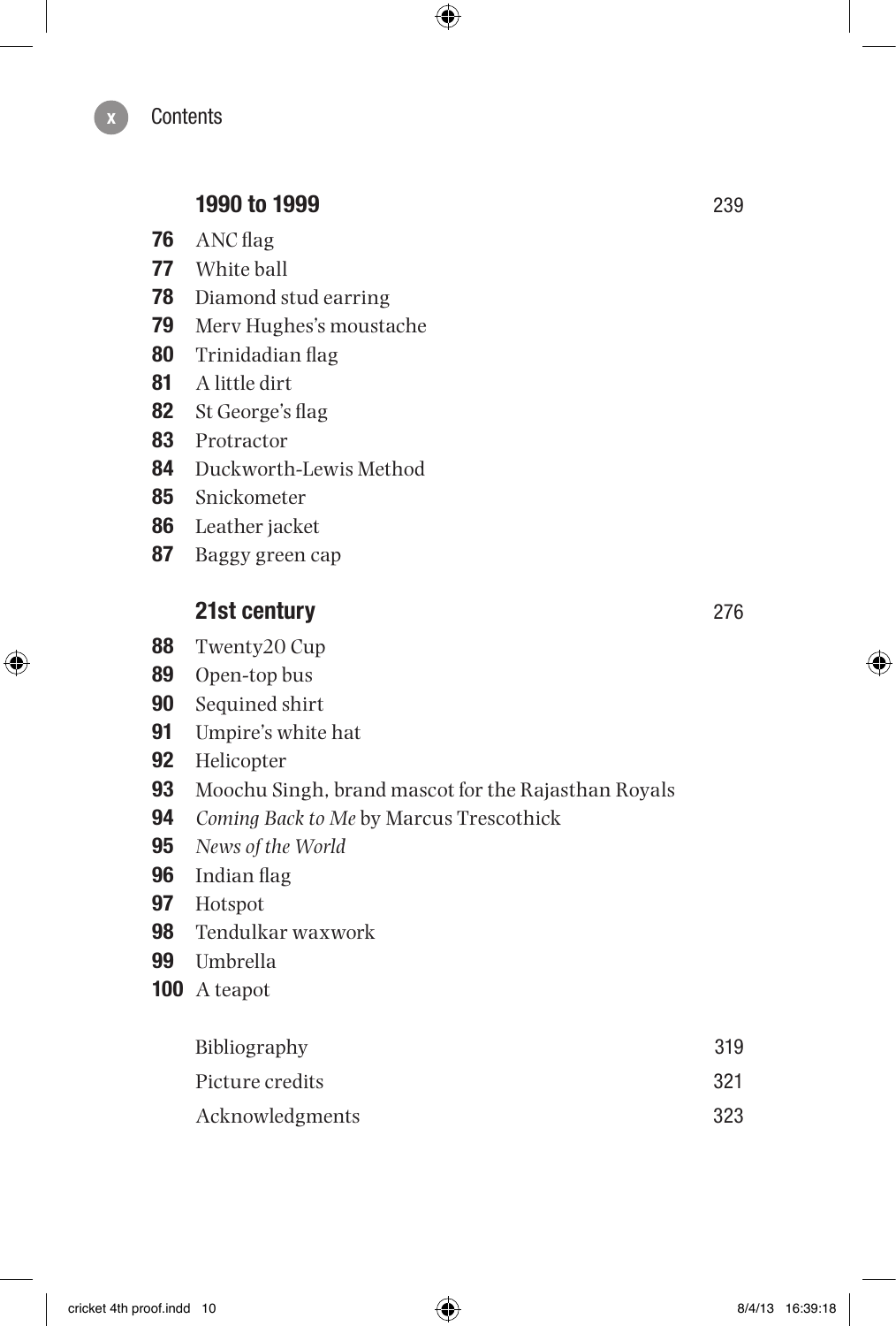## 1990 to 1999 239

**76** ANC flag
**77** White ball
**78** Diamond stud earring
**79** Merv Hughes's moustache
**80** Trinidadian flag
**81** A little dirt
**82** St George's flag
**83** Protractor
**84** Duckworth-Lewis Method
**85** Snickometer
**86** Leather jacket
**87** Baggy green cap

## 21st century 276

**88** Twenty20 Cup
**89** Open-top bus
**90** Sequined shirt
**91** Umpire's white hat
**92** Helicopter
**93** Moochu Singh, brand mascot for the Rajasthan Royals
**94** *Coming Back to Me* by Marcus Trescothick
**95** *News of the World*
**96** Indian flag
**97** Hotspot
**98** Tendulkar waxwork
**99** Umbrella
**100** A teapot

Bibliography 319
Picture credits 321
Acknowledgments 323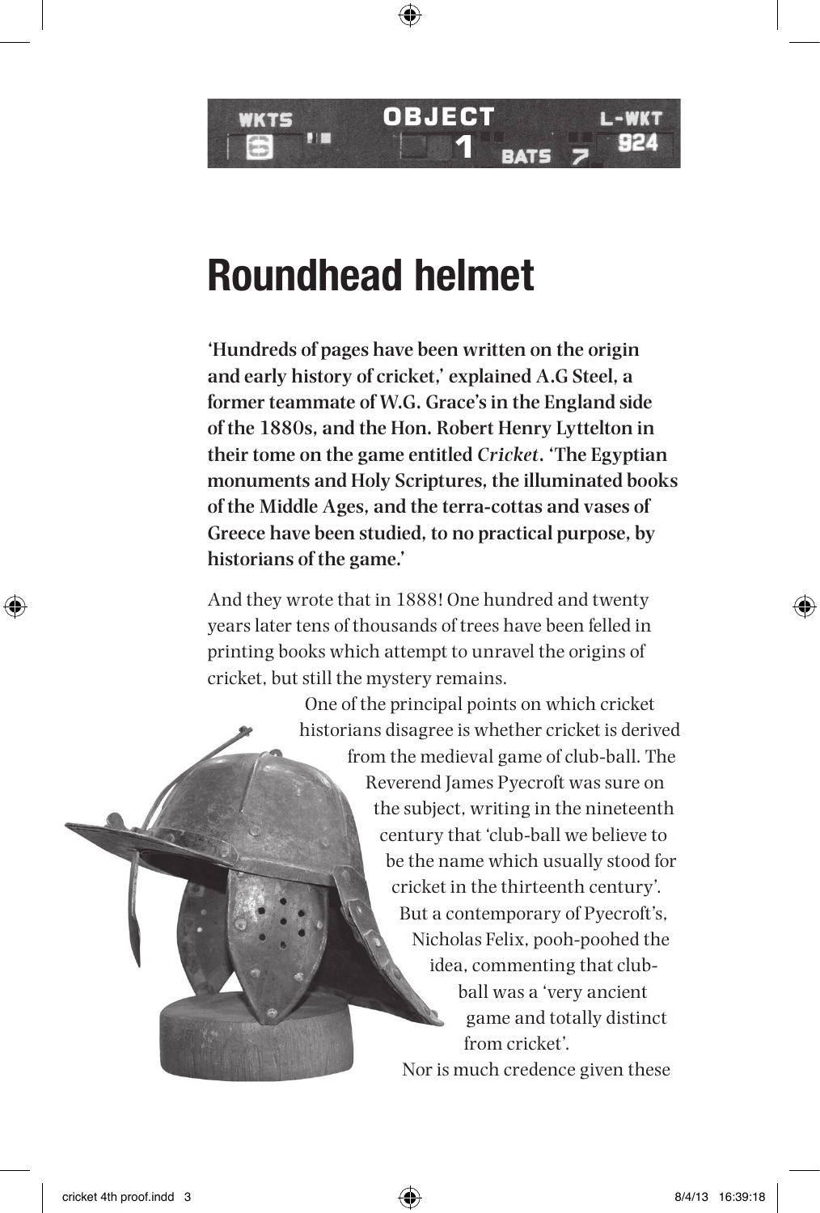OBJECT 1

# Roundhead helmet

**'Hundreds of pages have been written on the origin and early history of cricket,' explained A.G Steel, a former teammate of W.G. Grace's in the England side of the 1880s, and the Hon. Robert Henry Lyttelton in their tome on the game entitled *Cricket*. 'The Egyptian monuments and Holy Scriptures, the illuminated books of the Middle Ages, and the terra-cottas and vases of Greece have been studied, to no practical purpose, by historians of the game.'**

And they wrote that in 1888! One hundred and twenty years later tens of thousands of trees have been felled in printing books which attempt to unravel the origins of cricket, but still the mystery remains.

One of the principal points on which cricket historians disagree is whether cricket is derived from the medieval game of club-ball. The Reverend James Pyecroft was sure on the subject, writing in the nineteenth century that 'club-ball we believe to be the name which usually stood for cricket in the thirteenth century'. But a contemporary of Pyecroft's, Nicholas Felix, pooh-poohed the idea, commenting that club-ball was a 'very ancient game and totally distinct from cricket'.

Nor is much credence given these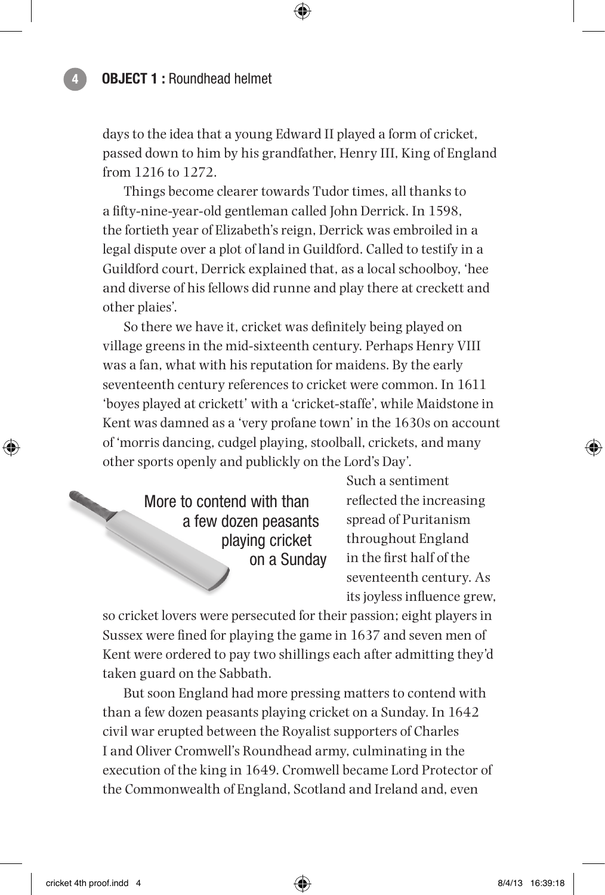days to the idea that a young Edward II played a form of cricket, passed down to him by his grandfather, Henry III, King of England from 1216 to 1272.

Things become clearer towards Tudor times, all thanks to a fifty-nine-year-old gentleman called John Derrick. In 1598, the fortieth year of Elizabeth's reign, Derrick was embroiled in a legal dispute over a plot of land in Guildford. Called to testify in a Guildford court, Derrick explained that, as a local schoolboy, 'hee and diverse of his fellows did runne and play there at creckett and other plaies'.

So there we have it, cricket was definitely being played on village greens in the mid-sixteenth century. Perhaps Henry VIII was a fan, what with his reputation for maidens. By the early seventeenth century references to cricket were common. In 1611 'boyes played at crickett' with a 'cricket-staffe', while Maidstone in Kent was damned as a 'very profane town' in the 1630s on account of 'morris dancing, cudgel playing, stoolball, crickets, and many other sports openly and publickly on the Lord's Day'.

> More to contend with than a few dozen peasants playing cricket on a Sunday

Such a sentiment reflected the increasing spread of Puritanism throughout England in the first half of the seventeenth century. As its joyless influence grew, so cricket lovers were persecuted for their passion; eight players in Sussex were fined for playing the game in 1637 and seven men of Kent were ordered to pay two shillings each after admitting they'd taken guard on the Sabbath.

But soon England had more pressing matters to contend with than a few dozen peasants playing cricket on a Sunday. In 1642 civil war erupted between the Royalist supporters of Charles I and Oliver Cromwell's Roundhead army, culminating in the execution of the king in 1649. Cromwell became Lord Protector of the Commonwealth of England, Scotland and Ireland and, even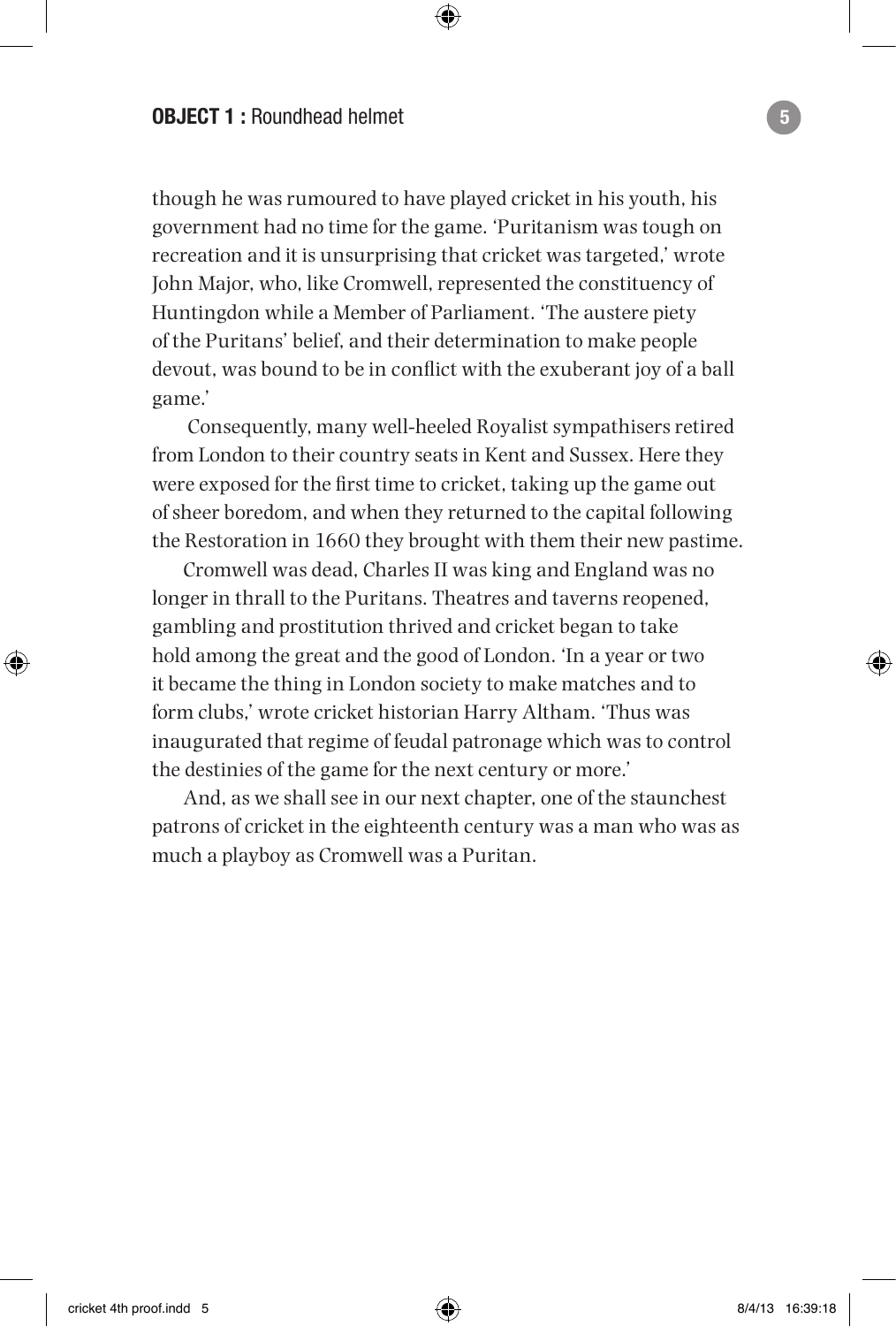though he was rumoured to have played cricket in his youth, his government had no time for the game. 'Puritanism was tough on recreation and it is unsurprising that cricket was targeted,' wrote John Major, who, like Cromwell, represented the constituency of Huntingdon while a Member of Parliament. 'The austere piety of the Puritans' belief, and their determination to make people devout, was bound to be in conflict with the exuberant joy of a ball game.'

Consequently, many well-heeled Royalist sympathisers retired from London to their country seats in Kent and Sussex. Here they were exposed for the first time to cricket, taking up the game out of sheer boredom, and when they returned to the capital following the Restoration in 1660 they brought with them their new pastime.

Cromwell was dead, Charles II was king and England was no longer in thrall to the Puritans. Theatres and taverns reopened, gambling and prostitution thrived and cricket began to take hold among the great and the good of London. 'In a year or two it became the thing in London society to make matches and to form clubs,' wrote cricket historian Harry Altham. 'Thus was inaugurated that regime of feudal patronage which was to control the destinies of the game for the next century or more.'

And, as we shall see in our next chapter, one of the staunchest patrons of cricket in the eighteenth century was a man who was as much a playboy as Cromwell was a Puritan.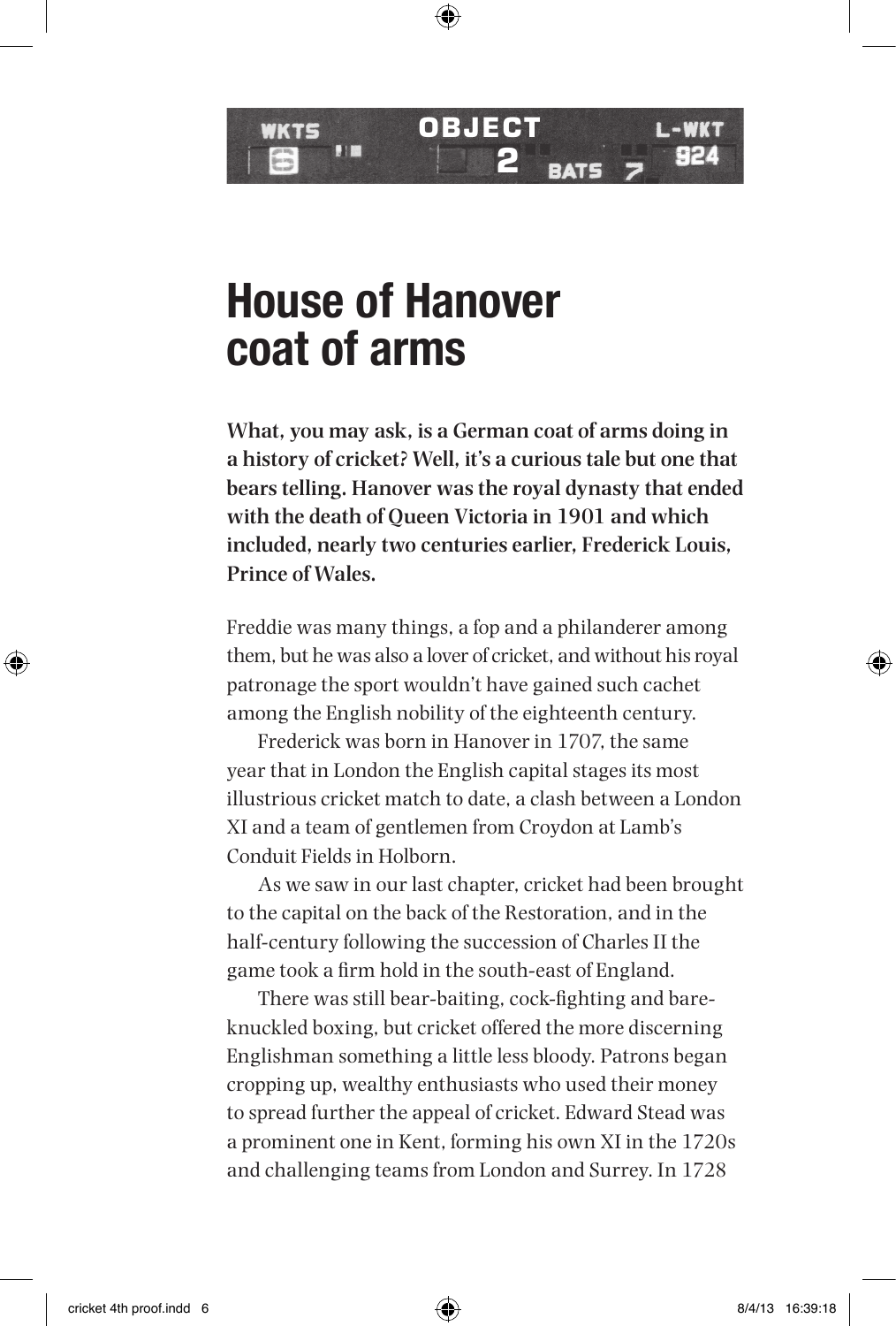# House of Hanover coat of arms

**What, you may ask, is a German coat of arms doing in a history of cricket? Well, it's a curious tale but one that bears telling. Hanover was the royal dynasty that ended with the death of Queen Victoria in 1901 and which included, nearly two centuries earlier, Frederick Louis, Prince of Wales.**

Freddie was many things, a fop and a philanderer among them, but he was also a lover of cricket, and without his royal patronage the sport wouldn't have gained such cachet among the English nobility of the eighteenth century.

Frederick was born in Hanover in 1707, the same year that in London the English capital stages its most illustrious cricket match to date, a clash between a London XI and a team of gentlemen from Croydon at Lamb's Conduit Fields in Holborn.

As we saw in our last chapter, cricket had been brought to the capital on the back of the Restoration, and in the half-century following the succession of Charles II the game took a firm hold in the south-east of England.

There was still bear-baiting, cock-fighting and bare-knuckled boxing, but cricket offered the more discerning Englishman something a little less bloody. Patrons began cropping up, wealthy enthusiasts who used their money to spread further the appeal of cricket. Edward Stead was a prominent one in Kent, forming his own XI in the 1720s and challenging teams from London and Surrey. In 1728